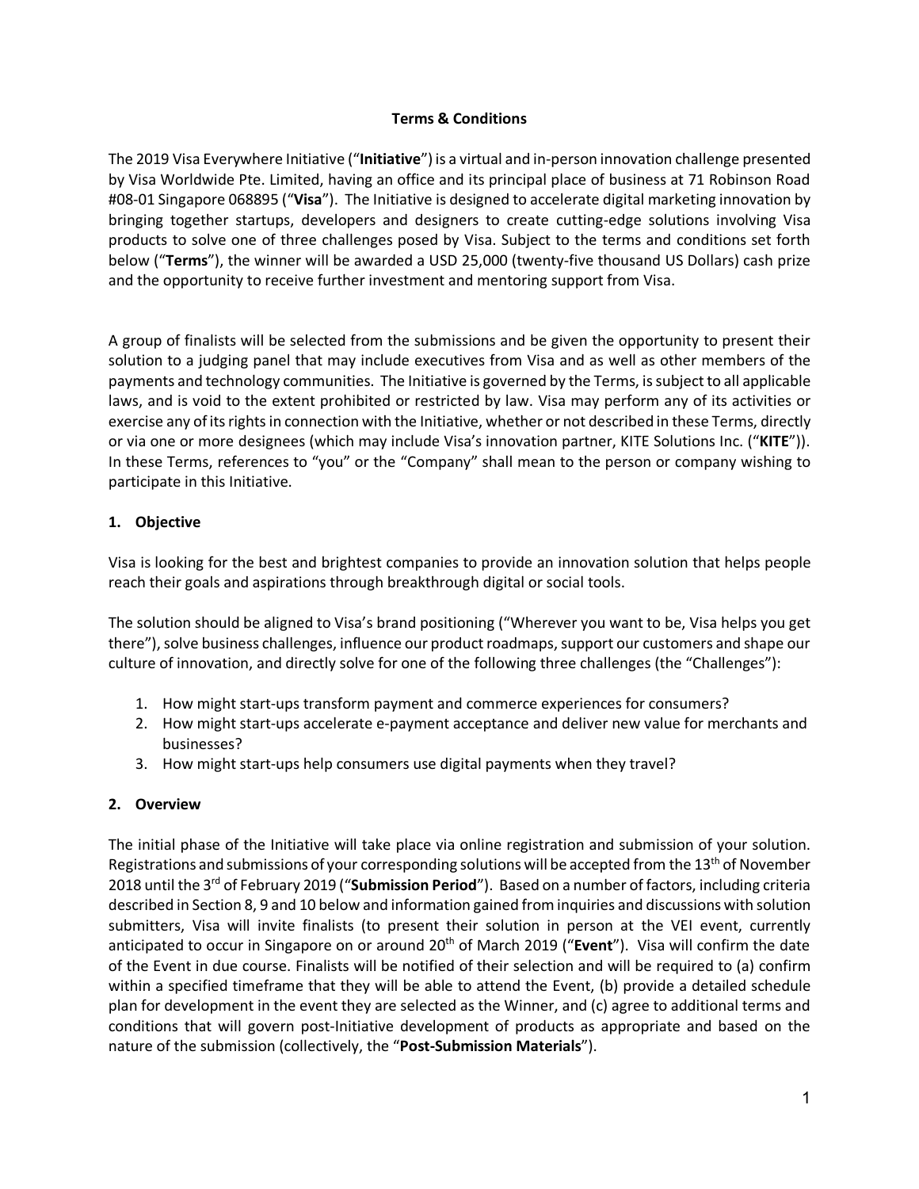**Terms & Conditions**

The 2019 Visa Everywhere Initiative ("**Initiative**") is a virtual and in-person innovation challenge presented by Visa Worldwide Pte. Limited, having an office and its principal place of business at 71 Robinson Road #08-01 Singapore 068895 ("**Visa**"). The Initiative is designed to accelerate digital marketing innovation by bringing together startups, developers and designers to create cutting-edge solutions involving Visa products to solve one of three challenges posed by Visa. Subject to the terms and conditions set forth below ("**Terms**"), the winner will be awarded a USD 25,000 (twenty-five thousand US Dollars) cash prize and the opportunity to receive further investment and mentoring support from Visa.

A group of finalists will be selected from the submissions and be given the opportunity to present their solution to a judging panel that may include executives from Visa and as well as other members of the payments and technology communities. The Initiative is governed by the Terms, is subject to all applicable laws, and is void to the extent prohibited or restricted by law. Visa may perform any of its activities or exercise any of its rights in connection with the Initiative, whether or not described in these Terms, directly or via one or more designees (which may include Visa's innovation partner, KITE Solutions Inc. ("**KITE**")). In these Terms, references to "you" or the "Company" shall mean to the person or company wishing to participate in this Initiative.

## 1. Objective

Visa is looking for the best and brightest companies to provide an innovation solution that helps people reach their goals and aspirations through breakthrough digital or social tools.

The solution should be aligned to Visa's brand positioning ("Wherever you want to be, Visa helps you get there"), solve business challenges, influence our product roadmaps, support our customers and shape our culture of innovation, and directly solve for one of the following three challenges (the "Challenges"):

1. How might start-ups transform payment and commerce experiences for consumers?
2. How might start-ups accelerate e-payment acceptance and deliver new value for merchants and businesses?
3. How might start-ups help consumers use digital payments when they travel?

## 2. Overview

The initial phase of the Initiative will take place via online registration and submission of your solution. Registrations and submissions of your corresponding solutions will be accepted from the 13th of November 2018 until the 3rd of February 2019 ("**Submission Period**"). Based on a number of factors, including criteria described in Section 8, 9 and 10 below and information gained from inquiries and discussions with solution submitters, Visa will invite finalists (to present their solution in person at the VEI event, currently anticipated to occur in Singapore on or around 20th of March 2019 ("**Event**"). Visa will confirm the date of the Event in due course. Finalists will be notified of their selection and will be required to (a) confirm within a specified timeframe that they will be able to attend the Event, (b) provide a detailed schedule plan for development in the event they are selected as the Winner, and (c) agree to additional terms and conditions that will govern post-Initiative development of products as appropriate and based on the nature of the submission (collectively, the "**Post-Submission Materials**").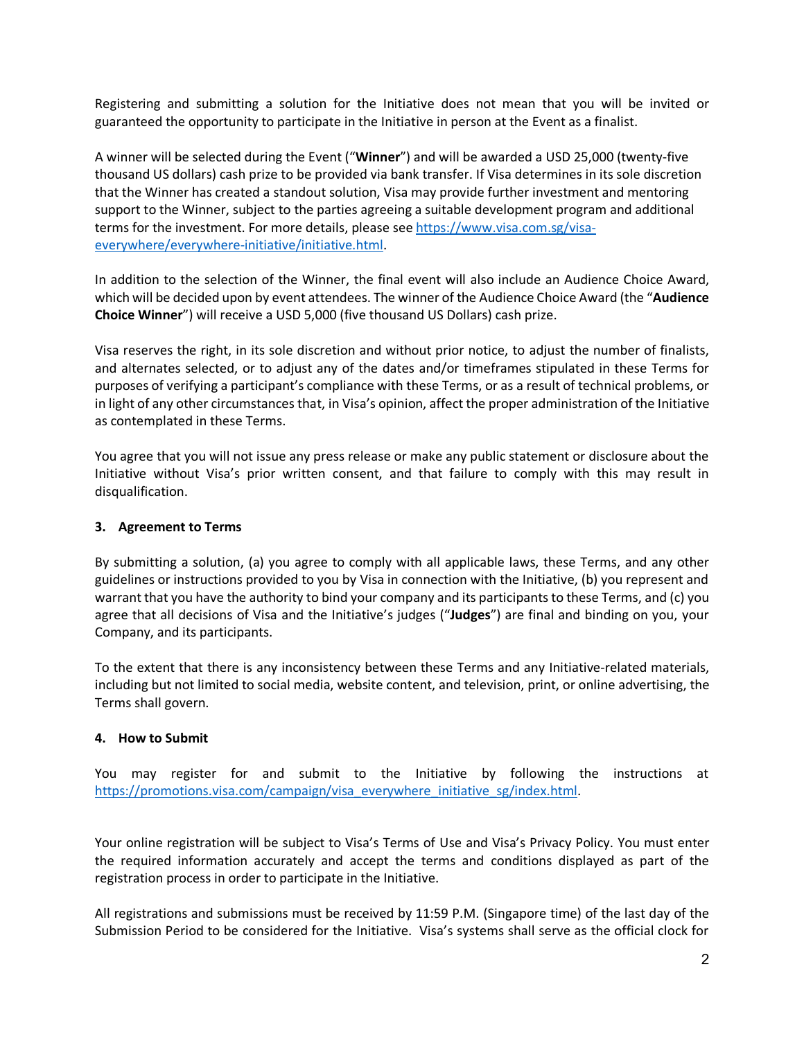Registering and submitting a solution for the Initiative does not mean that you will be invited or guaranteed the opportunity to participate in the Initiative in person at the Event as a finalist.

A winner will be selected during the Event ("**Winner**") and will be awarded a USD 25,000 (twenty-five thousand US dollars) cash prize to be provided via bank transfer. If Visa determines in its sole discretion that the Winner has created a standout solution, Visa may provide further investment and mentoring support to the Winner, subject to the parties agreeing a suitable development program and additional terms for the investment. For more details, please see [https://www.visa.com.sg/visa-everywhere/everywhere-initiative/initiative.html](https://www.visa.com.sg/visa-everywhere/everywhere-initiative/initiative.html).

In addition to the selection of the Winner, the final event will also include an Audience Choice Award, which will be decided upon by event attendees. The winner of the Audience Choice Award (the "**Audience Choice Winner**") will receive a USD 5,000 (five thousand US Dollars) cash prize.

Visa reserves the right, in its sole discretion and without prior notice, to adjust the number of finalists, and alternates selected, or to adjust any of the dates and/or timeframes stipulated in these Terms for purposes of verifying a participant's compliance with these Terms, or as a result of technical problems, or in light of any other circumstances that, in Visa's opinion, affect the proper administration of the Initiative as contemplated in these Terms.

You agree that you will not issue any press release or make any public statement or disclosure about the Initiative without Visa's prior written consent, and that failure to comply with this may result in disqualification.

### 3. Agreement to Terms

By submitting a solution, (a) you agree to comply with all applicable laws, these Terms, and any other guidelines or instructions provided to you by Visa in connection with the Initiative, (b) you represent and warrant that you have the authority to bind your company and its participants to these Terms, and (c) you agree that all decisions of Visa and the Initiative's judges ("**Judges**") are final and binding on you, your Company, and its participants.

To the extent that there is any inconsistency between these Terms and any Initiative-related materials, including but not limited to social media, website content, and television, print, or online advertising, the Terms shall govern.

### 4. How to Submit

You may register for and submit to the Initiative by following the instructions at [https://promotions.visa.com/campaign/visa_everywhere_initiative_sg/index.html](https://promotions.visa.com/campaign/visa_everywhere_initiative_sg/index.html).

Your online registration will be subject to Visa's Terms of Use and Visa's Privacy Policy. You must enter the required information accurately and accept the terms and conditions displayed as part of the registration process in order to participate in the Initiative.

All registrations and submissions must be received by 11:59 P.M. (Singapore time) of the last day of the Submission Period to be considered for the Initiative. Visa's systems shall serve as the official clock for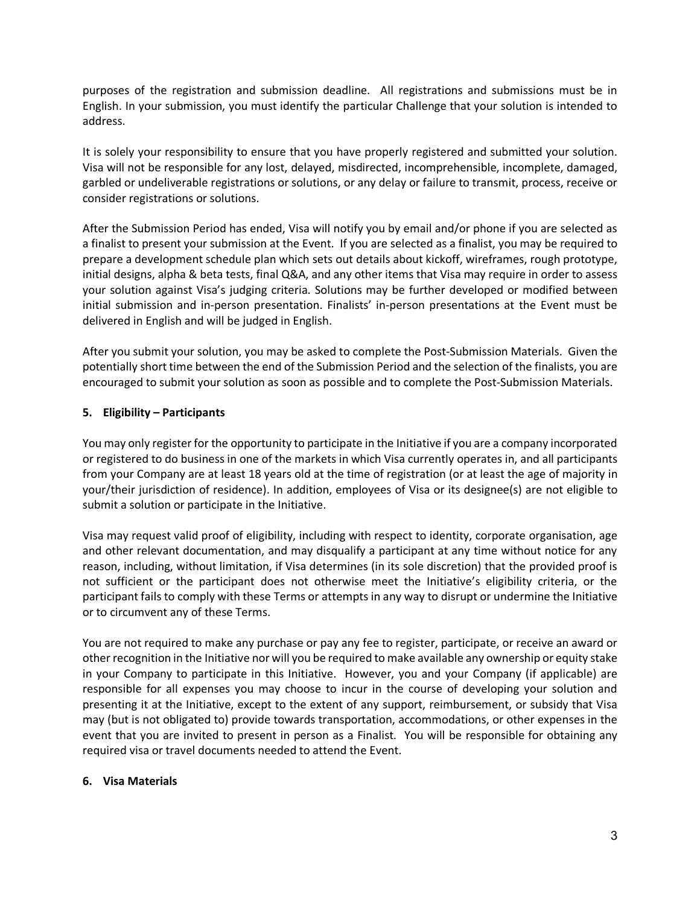purposes of the registration and submission deadline. All registrations and submissions must be in English. In your submission, you must identify the particular Challenge that your solution is intended to address.

It is solely your responsibility to ensure that you have properly registered and submitted your solution. Visa will not be responsible for any lost, delayed, misdirected, incomprehensible, incomplete, damaged, garbled or undeliverable registrations or solutions, or any delay or failure to transmit, process, receive or consider registrations or solutions.

After the Submission Period has ended, Visa will notify you by email and/or phone if you are selected as a finalist to present your submission at the Event. If you are selected as a finalist, you may be required to prepare a development schedule plan which sets out details about kickoff, wireframes, rough prototype, initial designs, alpha & beta tests, final Q&A, and any other items that Visa may require in order to assess your solution against Visa's judging criteria. Solutions may be further developed or modified between initial submission and in-person presentation. Finalists' in-person presentations at the Event must be delivered in English and will be judged in English.

After you submit your solution, you may be asked to complete the Post-Submission Materials. Given the potentially short time between the end of the Submission Period and the selection of the finalists, you are encouraged to submit your solution as soon as possible and to complete the Post-Submission Materials.

## 5. Eligibility – Participants

You may only register for the opportunity to participate in the Initiative if you are a company incorporated or registered to do business in one of the markets in which Visa currently operates in, and all participants from your Company are at least 18 years old at the time of registration (or at least the age of majority in your/their jurisdiction of residence). In addition, employees of Visa or its designee(s) are not eligible to submit a solution or participate in the Initiative.

Visa may request valid proof of eligibility, including with respect to identity, corporate organisation, age and other relevant documentation, and may disqualify a participant at any time without notice for any reason, including, without limitation, if Visa determines (in its sole discretion) that the provided proof is not sufficient or the participant does not otherwise meet the Initiative's eligibility criteria, or the participant fails to comply with these Terms or attempts in any way to disrupt or undermine the Initiative or to circumvent any of these Terms.

You are not required to make any purchase or pay any fee to register, participate, or receive an award or other recognition in the Initiative nor will you be required to make available any ownership or equity stake in your Company to participate in this Initiative. However, you and your Company (if applicable) are responsible for all expenses you may choose to incur in the course of developing your solution and presenting it at the Initiative, except to the extent of any support, reimbursement, or subsidy that Visa may (but is not obligated to) provide towards transportation, accommodations, or other expenses in the event that you are invited to present in person as a Finalist. You will be responsible for obtaining any required visa or travel documents needed to attend the Event.

## 6. Visa Materials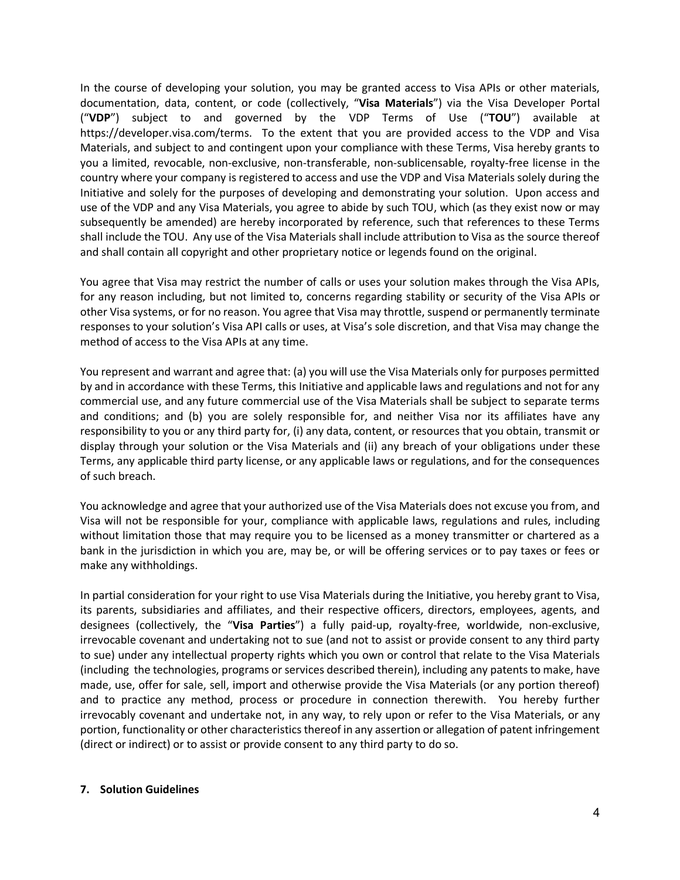In the course of developing your solution, you may be granted access to Visa APIs or other materials, documentation, data, content, or code (collectively, "**Visa Materials**") via the Visa Developer Portal ("**VDP**") subject to and governed by the VDP Terms of Use ("**TOU**") available at https://developer.visa.com/terms. To the extent that you are provided access to the VDP and Visa Materials, and subject to and contingent upon your compliance with these Terms, Visa hereby grants to you a limited, revocable, non-exclusive, non-transferable, non-sublicensable, royalty-free license in the country where your company is registered to access and use the VDP and Visa Materials solely during the Initiative and solely for the purposes of developing and demonstrating your solution. Upon access and use of the VDP and any Visa Materials, you agree to abide by such TOU, which (as they exist now or may subsequently be amended) are hereby incorporated by reference, such that references to these Terms shall include the TOU. Any use of the Visa Materials shall include attribution to Visa as the source thereof and shall contain all copyright and other proprietary notice or legends found on the original.

You agree that Visa may restrict the number of calls or uses your solution makes through the Visa APIs, for any reason including, but not limited to, concerns regarding stability or security of the Visa APIs or other Visa systems, or for no reason. You agree that Visa may throttle, suspend or permanently terminate responses to your solution's Visa API calls or uses, at Visa's sole discretion, and that Visa may change the method of access to the Visa APIs at any time.

You represent and warrant and agree that: (a) you will use the Visa Materials only for purposes permitted by and in accordance with these Terms, this Initiative and applicable laws and regulations and not for any commercial use, and any future commercial use of the Visa Materials shall be subject to separate terms and conditions; and (b) you are solely responsible for, and neither Visa nor its affiliates have any responsibility to you or any third party for, (i) any data, content, or resources that you obtain, transmit or display through your solution or the Visa Materials and (ii) any breach of your obligations under these Terms, any applicable third party license, or any applicable laws or regulations, and for the consequences of such breach.

You acknowledge and agree that your authorized use of the Visa Materials does not excuse you from, and Visa will not be responsible for your, compliance with applicable laws, regulations and rules, including without limitation those that may require you to be licensed as a money transmitter or chartered as a bank in the jurisdiction in which you are, may be, or will be offering services or to pay taxes or fees or make any withholdings.

In partial consideration for your right to use Visa Materials during the Initiative, you hereby grant to Visa, its parents, subsidiaries and affiliates, and their respective officers, directors, employees, agents, and designees (collectively, the "**Visa Parties**") a fully paid-up, royalty-free, worldwide, non-exclusive, irrevocable covenant and undertaking not to sue (and not to assist or provide consent to any third party to sue) under any intellectual property rights which you own or control that relate to the Visa Materials (including the technologies, programs or services described therein), including any patents to make, have made, use, offer for sale, sell, import and otherwise provide the Visa Materials (or any portion thereof) and to practice any method, process or procedure in connection therewith. You hereby further irrevocably covenant and undertake not, in any way, to rely upon or refer to the Visa Materials, or any portion, functionality or other characteristics thereof in any assertion or allegation of patent infringement (direct or indirect) or to assist or provide consent to any third party to do so.

## 7. Solution Guidelines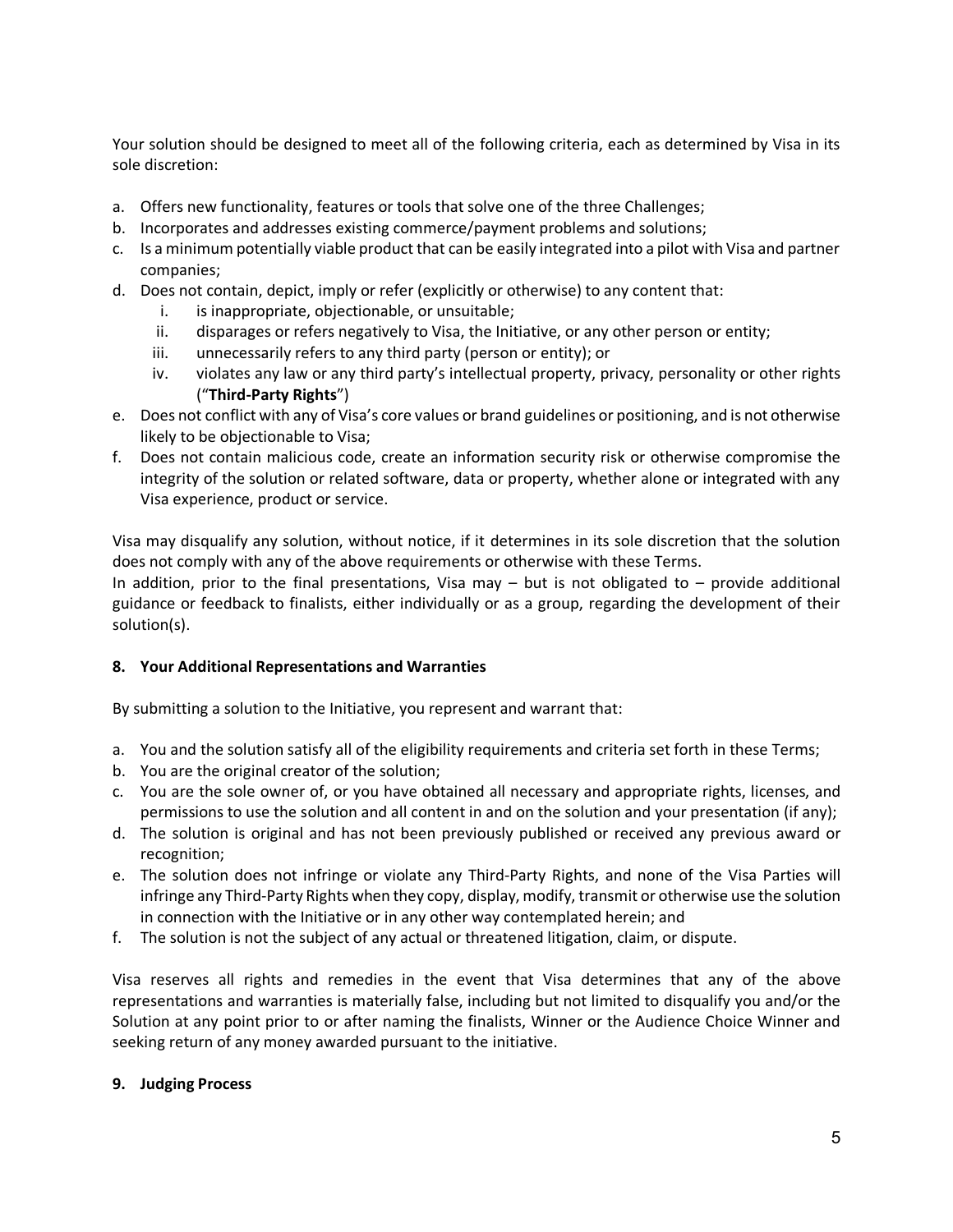Your solution should be designed to meet all of the following criteria, each as determined by Visa in its sole discretion:

a. Offers new functionality, features or tools that solve one of the three Challenges;
b. Incorporates and addresses existing commerce/payment problems and solutions;
c. Is a minimum potentially viable product that can be easily integrated into a pilot with Visa and partner companies;
d. Does not contain, depict, imply or refer (explicitly or otherwise) to any content that:
    i. is inappropriate, objectionable, or unsuitable;
    ii. disparages or refers negatively to Visa, the Initiative, or any other person or entity;
    iii. unnecessarily refers to any third party (person or entity); or
    iv. violates any law or any third party's intellectual property, privacy, personality or other rights ("**Third-Party Rights**")
e. Does not conflict with any of Visa's core values or brand guidelines or positioning, and is not otherwise likely to be objectionable to Visa;
f. Does not contain malicious code, create an information security risk or otherwise compromise the integrity of the solution or related software, data or property, whether alone or integrated with any Visa experience, product or service.

Visa may disqualify any solution, without notice, if it determines in its sole discretion that the solution does not comply with any of the above requirements or otherwise with these Terms.
In addition, prior to the final presentations, Visa may – but is not obligated to – provide additional guidance or feedback to finalists, either individually or as a group, regarding the development of their solution(s).

**8. Your Additional Representations and Warranties**

By submitting a solution to the Initiative, you represent and warrant that:

a. You and the solution satisfy all of the eligibility requirements and criteria set forth in these Terms;
b. You are the original creator of the solution;
c. You are the sole owner of, or you have obtained all necessary and appropriate rights, licenses, and permissions to use the solution and all content in and on the solution and your presentation (if any);
d. The solution is original and has not been previously published or received any previous award or recognition;
e. The solution does not infringe or violate any Third-Party Rights, and none of the Visa Parties will infringe any Third-Party Rights when they copy, display, modify, transmit or otherwise use the solution in connection with the Initiative or in any other way contemplated herein; and
f. The solution is not the subject of any actual or threatened litigation, claim, or dispute.

Visa reserves all rights and remedies in the event that Visa determines that any of the above representations and warranties is materially false, including but not limited to disqualify you and/or the Solution at any point prior to or after naming the finalists, Winner or the Audience Choice Winner and seeking return of any money awarded pursuant to the initiative.

**9. Judging Process**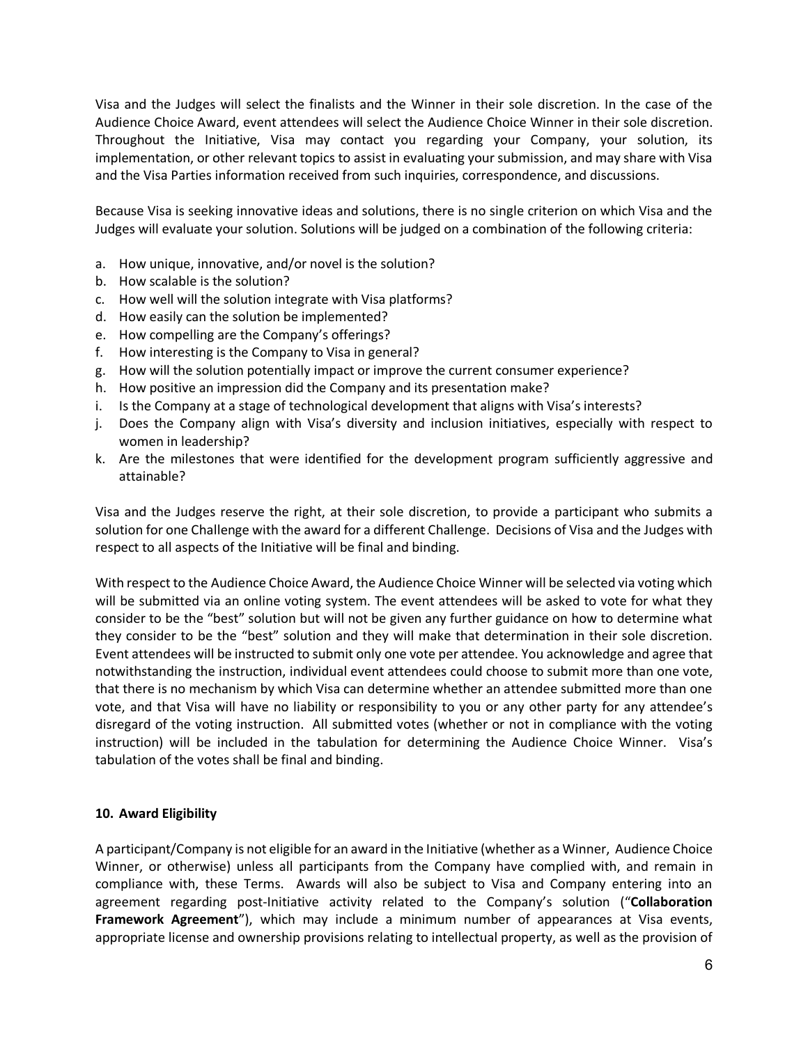Visa and the Judges will select the finalists and the Winner in their sole discretion. In the case of the Audience Choice Award, event attendees will select the Audience Choice Winner in their sole discretion. Throughout the Initiative, Visa may contact you regarding your Company, your solution, its implementation, or other relevant topics to assist in evaluating your submission, and may share with Visa and the Visa Parties information received from such inquiries, correspondence, and discussions.

Because Visa is seeking innovative ideas and solutions, there is no single criterion on which Visa and the Judges will evaluate your solution. Solutions will be judged on a combination of the following criteria:

a. How unique, innovative, and/or novel is the solution?
b. How scalable is the solution?
c. How well will the solution integrate with Visa platforms?
d. How easily can the solution be implemented?
e. How compelling are the Company's offerings?
f. How interesting is the Company to Visa in general?
g. How will the solution potentially impact or improve the current consumer experience?
h. How positive an impression did the Company and its presentation make?
i. Is the Company at a stage of technological development that aligns with Visa's interests?
j. Does the Company align with Visa's diversity and inclusion initiatives, especially with respect to women in leadership?
k. Are the milestones that were identified for the development program sufficiently aggressive and attainable?

Visa and the Judges reserve the right, at their sole discretion, to provide a participant who submits a solution for one Challenge with the award for a different Challenge. Decisions of Visa and the Judges with respect to all aspects of the Initiative will be final and binding.

With respect to the Audience Choice Award, the Audience Choice Winner will be selected via voting which will be submitted via an online voting system. The event attendees will be asked to vote for what they consider to be the "best" solution but will not be given any further guidance on how to determine what they consider to be the "best" solution and they will make that determination in their sole discretion. Event attendees will be instructed to submit only one vote per attendee. You acknowledge and agree that notwithstanding the instruction, individual event attendees could choose to submit more than one vote, that there is no mechanism by which Visa can determine whether an attendee submitted more than one vote, and that Visa will have no liability or responsibility to you or any other party for any attendee's disregard of the voting instruction. All submitted votes (whether or not in compliance with the voting instruction) will be included in the tabulation for determining the Audience Choice Winner. Visa's tabulation of the votes shall be final and binding.

## 10. Award Eligibility

A participant/Company is not eligible for an award in the Initiative (whether as a Winner, Audience Choice Winner, or otherwise) unless all participants from the Company have complied with, and remain in compliance with, these Terms. Awards will also be subject to Visa and Company entering into an agreement regarding post-Initiative activity related to the Company's solution ("**Collaboration Framework Agreement**"), which may include a minimum number of appearances at Visa events, appropriate license and ownership provisions relating to intellectual property, as well as the provision of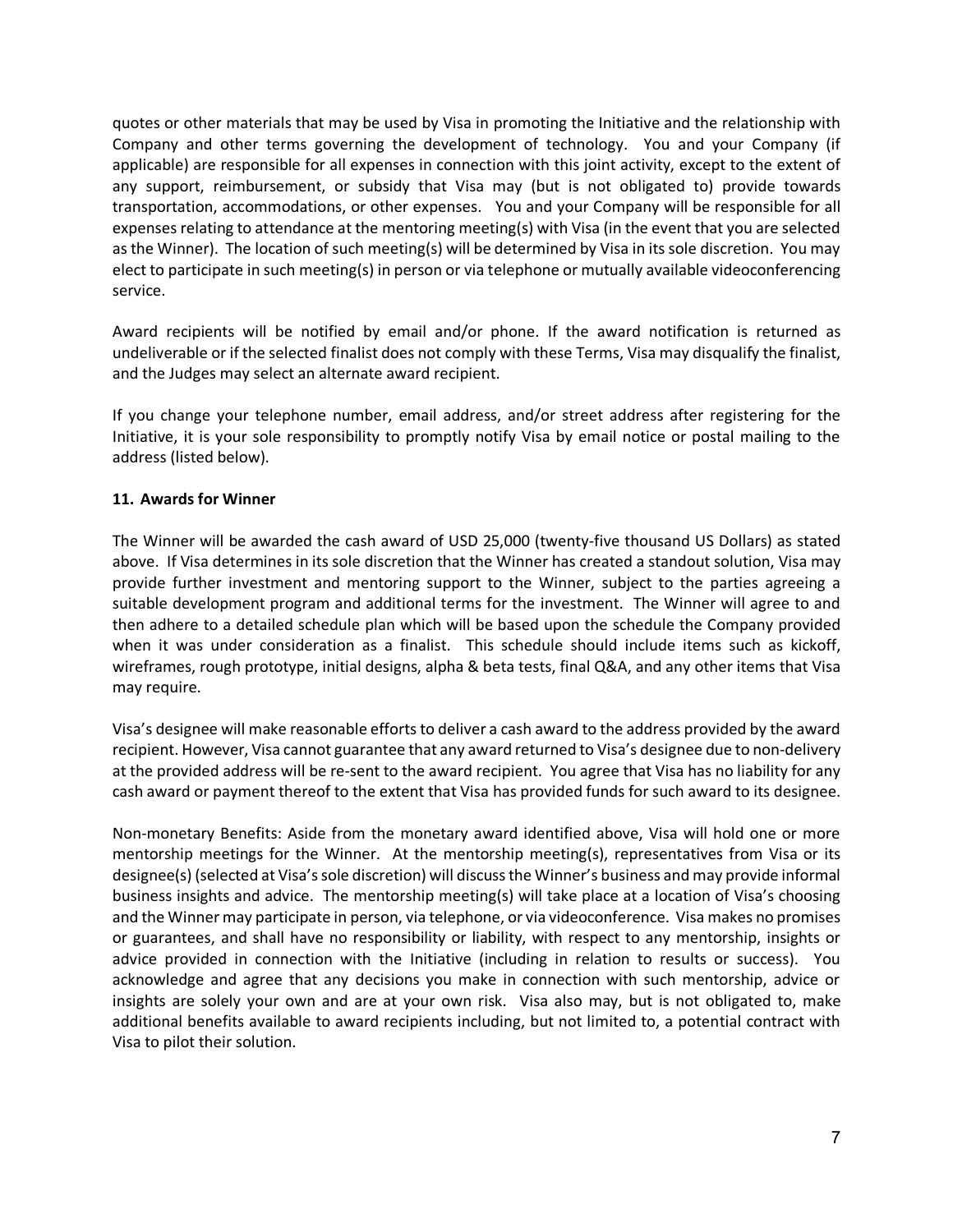quotes or other materials that may be used by Visa in promoting the Initiative and the relationship with Company and other terms governing the development of technology. You and your Company (if applicable) are responsible for all expenses in connection with this joint activity, except to the extent of any support, reimbursement, or subsidy that Visa may (but is not obligated to) provide towards transportation, accommodations, or other expenses. You and your Company will be responsible for all expenses relating to attendance at the mentoring meeting(s) with Visa (in the event that you are selected as the Winner). The location of such meeting(s) will be determined by Visa in its sole discretion. You may elect to participate in such meeting(s) in person or via telephone or mutually available videoconferencing service.

Award recipients will be notified by email and/or phone. If the award notification is returned as undeliverable or if the selected finalist does not comply with these Terms, Visa may disqualify the finalist, and the Judges may select an alternate award recipient.

If you change your telephone number, email address, and/or street address after registering for the Initiative, it is your sole responsibility to promptly notify Visa by email notice or postal mailing to the address (listed below).

**11. Awards for Winner**

The Winner will be awarded the cash award of USD 25,000 (twenty-five thousand US Dollars) as stated above. If Visa determines in its sole discretion that the Winner has created a standout solution, Visa may provide further investment and mentoring support to the Winner, subject to the parties agreeing a suitable development program and additional terms for the investment. The Winner will agree to and then adhere to a detailed schedule plan which will be based upon the schedule the Company provided when it was under consideration as a finalist. This schedule should include items such as kickoff, wireframes, rough prototype, initial designs, alpha & beta tests, final Q&A, and any other items that Visa may require.

Visa's designee will make reasonable efforts to deliver a cash award to the address provided by the award recipient. However, Visa cannot guarantee that any award returned to Visa's designee due to non-delivery at the provided address will be re-sent to the award recipient. You agree that Visa has no liability for any cash award or payment thereof to the extent that Visa has provided funds for such award to its designee.

Non-monetary Benefits: Aside from the monetary award identified above, Visa will hold one or more mentorship meetings for the Winner. At the mentorship meeting(s), representatives from Visa or its designee(s) (selected at Visa's sole discretion) will discuss the Winner's business and may provide informal business insights and advice. The mentorship meeting(s) will take place at a location of Visa's choosing and the Winner may participate in person, via telephone, or via videoconference. Visa makes no promises or guarantees, and shall have no responsibility or liability, with respect to any mentorship, insights or advice provided in connection with the Initiative (including in relation to results or success). You acknowledge and agree that any decisions you make in connection with such mentorship, advice or insights are solely your own and are at your own risk. Visa also may, but is not obligated to, make additional benefits available to award recipients including, but not limited to, a potential contract with Visa to pilot their solution.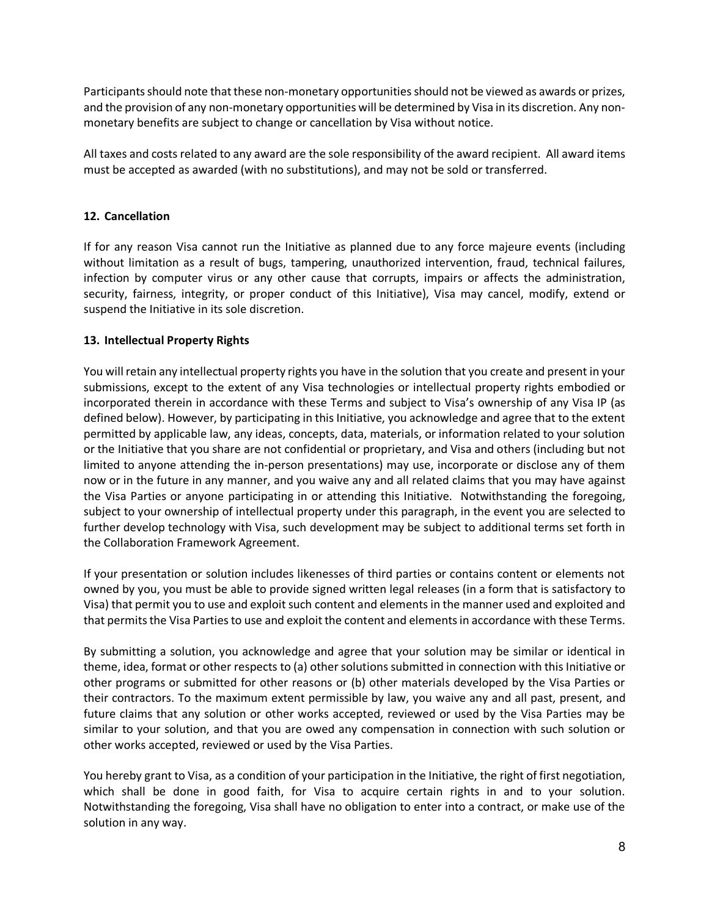Participants should note that these non-monetary opportunities should not be viewed as awards or prizes, and the provision of any non-monetary opportunities will be determined by Visa in its discretion. Any non-monetary benefits are subject to change or cancellation by Visa without notice.

All taxes and costs related to any award are the sole responsibility of the award recipient. All award items must be accepted as awarded (with no substitutions), and may not be sold or transferred.

### 12. Cancellation

If for any reason Visa cannot run the Initiative as planned due to any force majeure events (including without limitation as a result of bugs, tampering, unauthorized intervention, fraud, technical failures, infection by computer virus or any other cause that corrupts, impairs or affects the administration, security, fairness, integrity, or proper conduct of this Initiative), Visa may cancel, modify, extend or suspend the Initiative in its sole discretion.

### 13. Intellectual Property Rights

You will retain any intellectual property rights you have in the solution that you create and present in your submissions, except to the extent of any Visa technologies or intellectual property rights embodied or incorporated therein in accordance with these Terms and subject to Visa's ownership of any Visa IP (as defined below). However, by participating in this Initiative, you acknowledge and agree that to the extent permitted by applicable law, any ideas, concepts, data, materials, or information related to your solution or the Initiative that you share are not confidential or proprietary, and Visa and others (including but not limited to anyone attending the in-person presentations) may use, incorporate or disclose any of them now or in the future in any manner, and you waive any and all related claims that you may have against the Visa Parties or anyone participating in or attending this Initiative. Notwithstanding the foregoing, subject to your ownership of intellectual property under this paragraph, in the event you are selected to further develop technology with Visa, such development may be subject to additional terms set forth in the Collaboration Framework Agreement.

If your presentation or solution includes likenesses of third parties or contains content or elements not owned by you, you must be able to provide signed written legal releases (in a form that is satisfactory to Visa) that permit you to use and exploit such content and elements in the manner used and exploited and that permits the Visa Parties to use and exploit the content and elements in accordance with these Terms.

By submitting a solution, you acknowledge and agree that your solution may be similar or identical in theme, idea, format or other respects to (a) other solutions submitted in connection with this Initiative or other programs or submitted for other reasons or (b) other materials developed by the Visa Parties or their contractors. To the maximum extent permissible by law, you waive any and all past, present, and future claims that any solution or other works accepted, reviewed or used by the Visa Parties may be similar to your solution, and that you are owed any compensation in connection with such solution or other works accepted, reviewed or used by the Visa Parties.

You hereby grant to Visa, as a condition of your participation in the Initiative, the right of first negotiation, which shall be done in good faith, for Visa to acquire certain rights in and to your solution. Notwithstanding the foregoing, Visa shall have no obligation to enter into a contract, or make use of the solution in any way.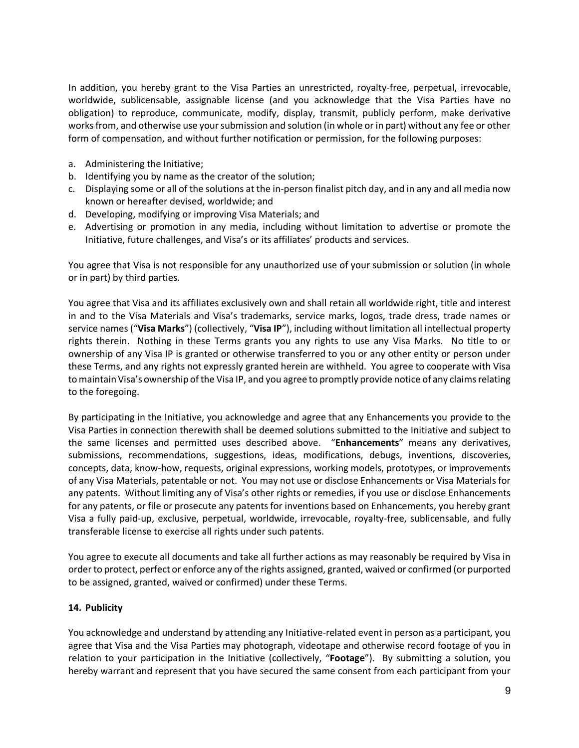In addition, you hereby grant to the Visa Parties an unrestricted, royalty-free, perpetual, irrevocable, worldwide, sublicensable, assignable license (and you acknowledge that the Visa Parties have no obligation) to reproduce, communicate, modify, display, transmit, publicly perform, make derivative works from, and otherwise use your submission and solution (in whole or in part) without any fee or other form of compensation, and without further notification or permission, for the following purposes:

a. Administering the Initiative;
b. Identifying you by name as the creator of the solution;
c. Displaying some or all of the solutions at the in-person finalist pitch day, and in any and all media now known or hereafter devised, worldwide; and
d. Developing, modifying or improving Visa Materials; and
e. Advertising or promotion in any media, including without limitation to advertise or promote the Initiative, future challenges, and Visa's or its affiliates' products and services.

You agree that Visa is not responsible for any unauthorized use of your submission or solution (in whole or in part) by third parties.

You agree that Visa and its affiliates exclusively own and shall retain all worldwide right, title and interest in and to the Visa Materials and Visa's trademarks, service marks, logos, trade dress, trade names or service names ("**Visa Marks**") (collectively, "**Visa IP**"), including without limitation all intellectual property rights therein. Nothing in these Terms grants you any rights to use any Visa Marks. No title to or ownership of any Visa IP is granted or otherwise transferred to you or any other entity or person under these Terms, and any rights not expressly granted herein are withheld. You agree to cooperate with Visa to maintain Visa's ownership of the Visa IP, and you agree to promptly provide notice of any claims relating to the foregoing.

By participating in the Initiative, you acknowledge and agree that any Enhancements you provide to the Visa Parties in connection therewith shall be deemed solutions submitted to the Initiative and subject to the same licenses and permitted uses described above. "**Enhancements**" means any derivatives, submissions, recommendations, suggestions, ideas, modifications, debugs, inventions, discoveries, concepts, data, know-how, requests, original expressions, working models, prototypes, or improvements of any Visa Materials, patentable or not. You may not use or disclose Enhancements or Visa Materials for any patents. Without limiting any of Visa's other rights or remedies, if you use or disclose Enhancements for any patents, or file or prosecute any patents for inventions based on Enhancements, you hereby grant Visa a fully paid-up, exclusive, perpetual, worldwide, irrevocable, royalty-free, sublicensable, and fully transferable license to exercise all rights under such patents.

You agree to execute all documents and take all further actions as may reasonably be required by Visa in order to protect, perfect or enforce any of the rights assigned, granted, waived or confirmed (or purported to be assigned, granted, waived or confirmed) under these Terms.

**14. Publicity**

You acknowledge and understand by attending any Initiative-related event in person as a participant, you agree that Visa and the Visa Parties may photograph, videotape and otherwise record footage of you in relation to your participation in the Initiative (collectively, "**Footage**"). By submitting a solution, you hereby warrant and represent that you have secured the same consent from each participant from your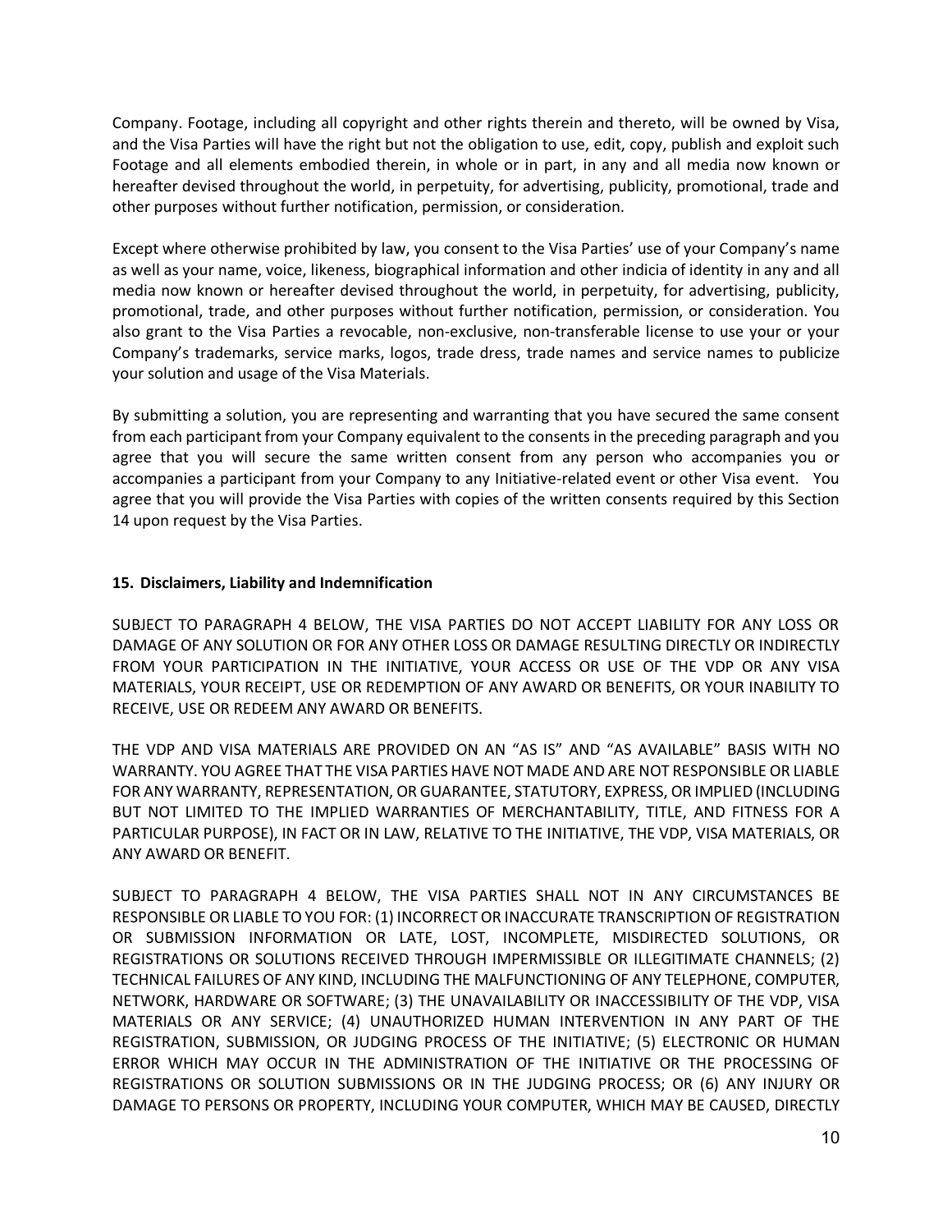Company. Footage, including all copyright and other rights therein and thereto, will be owned by Visa, and the Visa Parties will have the right but not the obligation to use, edit, copy, publish and exploit such Footage and all elements embodied therein, in whole or in part, in any and all media now known or hereafter devised throughout the world, in perpetuity, for advertising, publicity, promotional, trade and other purposes without further notification, permission, or consideration.

Except where otherwise prohibited by law, you consent to the Visa Parties' use of your Company's name as well as your name, voice, likeness, biographical information and other indicia of identity in any and all media now known or hereafter devised throughout the world, in perpetuity, for advertising, publicity, promotional, trade, and other purposes without further notification, permission, or consideration. You also grant to the Visa Parties a revocable, non-exclusive, non-transferable license to use your or your Company's trademarks, service marks, logos, trade dress, trade names and service names to publicize your solution and usage of the Visa Materials.

By submitting a solution, you are representing and warranting that you have secured the same consent from each participant from your Company equivalent to the consents in the preceding paragraph and you agree that you will secure the same written consent from any person who accompanies you or accompanies a participant from your Company to any Initiative-related event or other Visa event. You agree that you will provide the Visa Parties with copies of the written consents required by this Section 14 upon request by the Visa Parties.

## 15. Disclaimers, Liability and Indemnification

SUBJECT TO PARAGRAPH 4 BELOW, THE VISA PARTIES DO NOT ACCEPT LIABILITY FOR ANY LOSS OR DAMAGE OF ANY SOLUTION OR FOR ANY OTHER LOSS OR DAMAGE RESULTING DIRECTLY OR INDIRECTLY FROM YOUR PARTICIPATION IN THE INITIATIVE, YOUR ACCESS OR USE OF THE VDP OR ANY VISA MATERIALS, YOUR RECEIPT, USE OR REDEMPTION OF ANY AWARD OR BENEFITS, OR YOUR INABILITY TO RECEIVE, USE OR REDEEM ANY AWARD OR BENEFITS.

THE VDP AND VISA MATERIALS ARE PROVIDED ON AN "AS IS" AND "AS AVAILABLE" BASIS WITH NO WARRANTY. YOU AGREE THAT THE VISA PARTIES HAVE NOT MADE AND ARE NOT RESPONSIBLE OR LIABLE FOR ANY WARRANTY, REPRESENTATION, OR GUARANTEE, STATUTORY, EXPRESS, OR IMPLIED (INCLUDING BUT NOT LIMITED TO THE IMPLIED WARRANTIES OF MERCHANTABILITY, TITLE, AND FITNESS FOR A PARTICULAR PURPOSE), IN FACT OR IN LAW, RELATIVE TO THE INITIATIVE, THE VDP, VISA MATERIALS, OR ANY AWARD OR BENEFIT.

SUBJECT TO PARAGRAPH 4 BELOW, THE VISA PARTIES SHALL NOT IN ANY CIRCUMSTANCES BE RESPONSIBLE OR LIABLE TO YOU FOR: (1) INCORRECT OR INACCURATE TRANSCRIPTION OF REGISTRATION OR SUBMISSION INFORMATION OR LATE, LOST, INCOMPLETE, MISDIRECTED SOLUTIONS, OR REGISTRATIONS OR SOLUTIONS RECEIVED THROUGH IMPERMISSIBLE OR ILLEGITIMATE CHANNELS; (2) TECHNICAL FAILURES OF ANY KIND, INCLUDING THE MALFUNCTIONING OF ANY TELEPHONE, COMPUTER, NETWORK, HARDWARE OR SOFTWARE; (3) THE UNAVAILABILITY OR INACCESSIBILITY OF THE VDP, VISA MATERIALS OR ANY SERVICE; (4) UNAUTHORIZED HUMAN INTERVENTION IN ANY PART OF THE REGISTRATION, SUBMISSION, OR JUDGING PROCESS OF THE INITIATIVE; (5) ELECTRONIC OR HUMAN ERROR WHICH MAY OCCUR IN THE ADMINISTRATION OF THE INITIATIVE OR THE PROCESSING OF REGISTRATIONS OR SOLUTION SUBMISSIONS OR IN THE JUDGING PROCESS; OR (6) ANY INJURY OR DAMAGE TO PERSONS OR PROPERTY, INCLUDING YOUR COMPUTER, WHICH MAY BE CAUSED, DIRECTLY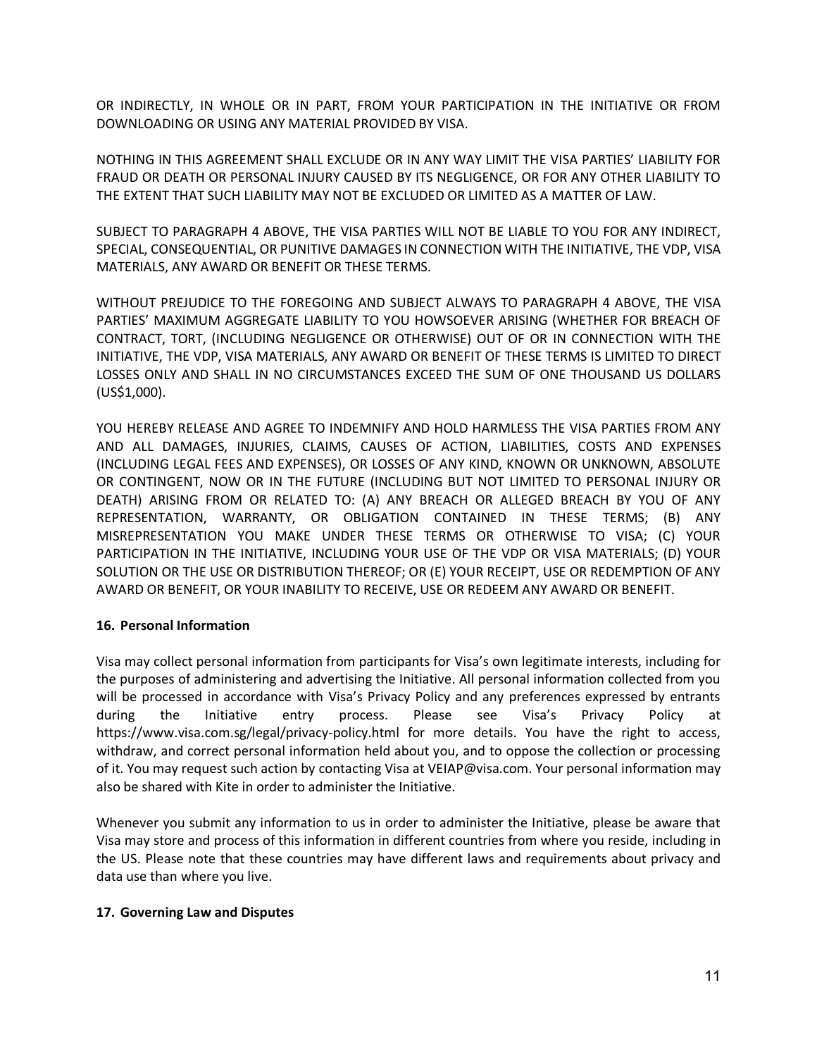OR INDIRECTLY, IN WHOLE OR IN PART, FROM YOUR PARTICIPATION IN THE INITIATIVE OR FROM DOWNLOADING OR USING ANY MATERIAL PROVIDED BY VISA.

NOTHING IN THIS AGREEMENT SHALL EXCLUDE OR IN ANY WAY LIMIT THE VISA PARTIES' LIABILITY FOR FRAUD OR DEATH OR PERSONAL INJURY CAUSED BY ITS NEGLIGENCE, OR FOR ANY OTHER LIABILITY TO THE EXTENT THAT SUCH LIABILITY MAY NOT BE EXCLUDED OR LIMITED AS A MATTER OF LAW.

SUBJECT TO PARAGRAPH 4 ABOVE, THE VISA PARTIES WILL NOT BE LIABLE TO YOU FOR ANY INDIRECT, SPECIAL, CONSEQUENTIAL, OR PUNITIVE DAMAGES IN CONNECTION WITH THE INITIATIVE, THE VDP, VISA MATERIALS, ANY AWARD OR BENEFIT OR THESE TERMS.

WITHOUT PREJUDICE TO THE FOREGOING AND SUBJECT ALWAYS TO PARAGRAPH 4 ABOVE, THE VISA PARTIES' MAXIMUM AGGREGATE LIABILITY TO YOU HOWSOEVER ARISING (WHETHER FOR BREACH OF CONTRACT, TORT, (INCLUDING NEGLIGENCE OR OTHERWISE) OUT OF OR IN CONNECTION WITH THE INITIATIVE, THE VDP, VISA MATERIALS, ANY AWARD OR BENEFIT OF THESE TERMS IS LIMITED TO DIRECT LOSSES ONLY AND SHALL IN NO CIRCUMSTANCES EXCEED THE SUM OF ONE THOUSAND US DOLLARS (US$1,000).

YOU HEREBY RELEASE AND AGREE TO INDEMNIFY AND HOLD HARMLESS THE VISA PARTIES FROM ANY AND ALL DAMAGES, INJURIES, CLAIMS, CAUSES OF ACTION, LIABILITIES, COSTS AND EXPENSES (INCLUDING LEGAL FEES AND EXPENSES), OR LOSSES OF ANY KIND, KNOWN OR UNKNOWN, ABSOLUTE OR CONTINGENT, NOW OR IN THE FUTURE (INCLUDING BUT NOT LIMITED TO PERSONAL INJURY OR DEATH) ARISING FROM OR RELATED TO: (A) ANY BREACH OR ALLEGED BREACH BY YOU OF ANY REPRESENTATION, WARRANTY, OR OBLIGATION CONTAINED IN THESE TERMS; (B) ANY MISREPRESENTATION YOU MAKE UNDER THESE TERMS OR OTHERWISE TO VISA; (C) YOUR PARTICIPATION IN THE INITIATIVE, INCLUDING YOUR USE OF THE VDP OR VISA MATERIALS; (D) YOUR SOLUTION OR THE USE OR DISTRIBUTION THEREOF; OR (E) YOUR RECEIPT, USE OR REDEMPTION OF ANY AWARD OR BENEFIT, OR YOUR INABILITY TO RECEIVE, USE OR REDEEM ANY AWARD OR BENEFIT.

**16. Personal Information**

Visa may collect personal information from participants for Visa's own legitimate interests, including for the purposes of administering and advertising the Initiative. All personal information collected from you will be processed in accordance with Visa's Privacy Policy and any preferences expressed by entrants during the Initiative entry process. Please see Visa's Privacy Policy at https://www.visa.com.sg/legal/privacy-policy.html for more details. You have the right to access, withdraw, and correct personal information held about you, and to oppose the collection or processing of it. You may request such action by contacting Visa at VEIAP@visa.com. Your personal information may also be shared with Kite in order to administer the Initiative.

Whenever you submit any information to us in order to administer the Initiative, please be aware that Visa may store and process of this information in different countries from where you reside, including in the US. Please note that these countries may have different laws and requirements about privacy and data use than where you live.

**17. Governing Law and Disputes**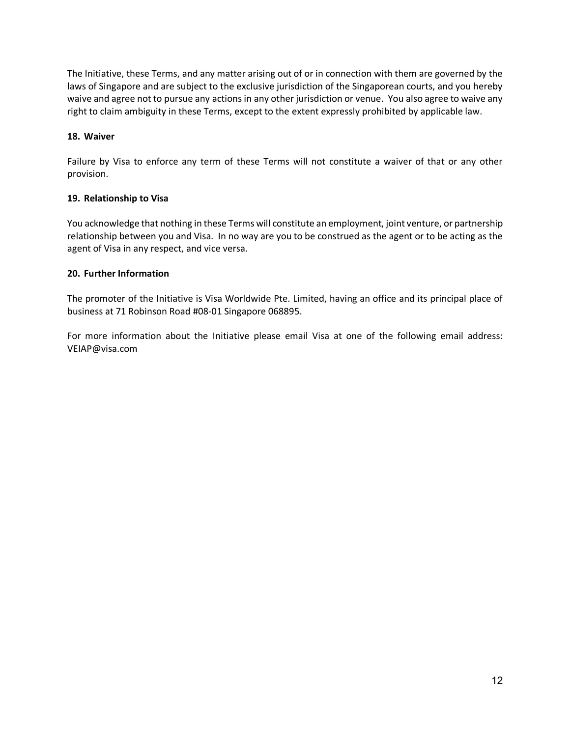The Initiative, these Terms, and any matter arising out of or in connection with them are governed by the laws of Singapore and are subject to the exclusive jurisdiction of the Singaporean courts, and you hereby waive and agree not to pursue any actions in any other jurisdiction or venue. You also agree to waive any right to claim ambiguity in these Terms, except to the extent expressly prohibited by applicable law.

**18. Waiver**

Failure by Visa to enforce any term of these Terms will not constitute a waiver of that or any other provision.

**19. Relationship to Visa**

You acknowledge that nothing in these Terms will constitute an employment, joint venture, or partnership relationship between you and Visa. In no way are you to be construed as the agent or to be acting as the agent of Visa in any respect, and vice versa.

**20. Further Information**

The promoter of the Initiative is Visa Worldwide Pte. Limited, having an office and its principal place of business at 71 Robinson Road #08-01 Singapore 068895.

For more information about the Initiative please email Visa at one of the following email address: VEIAP@visa.com